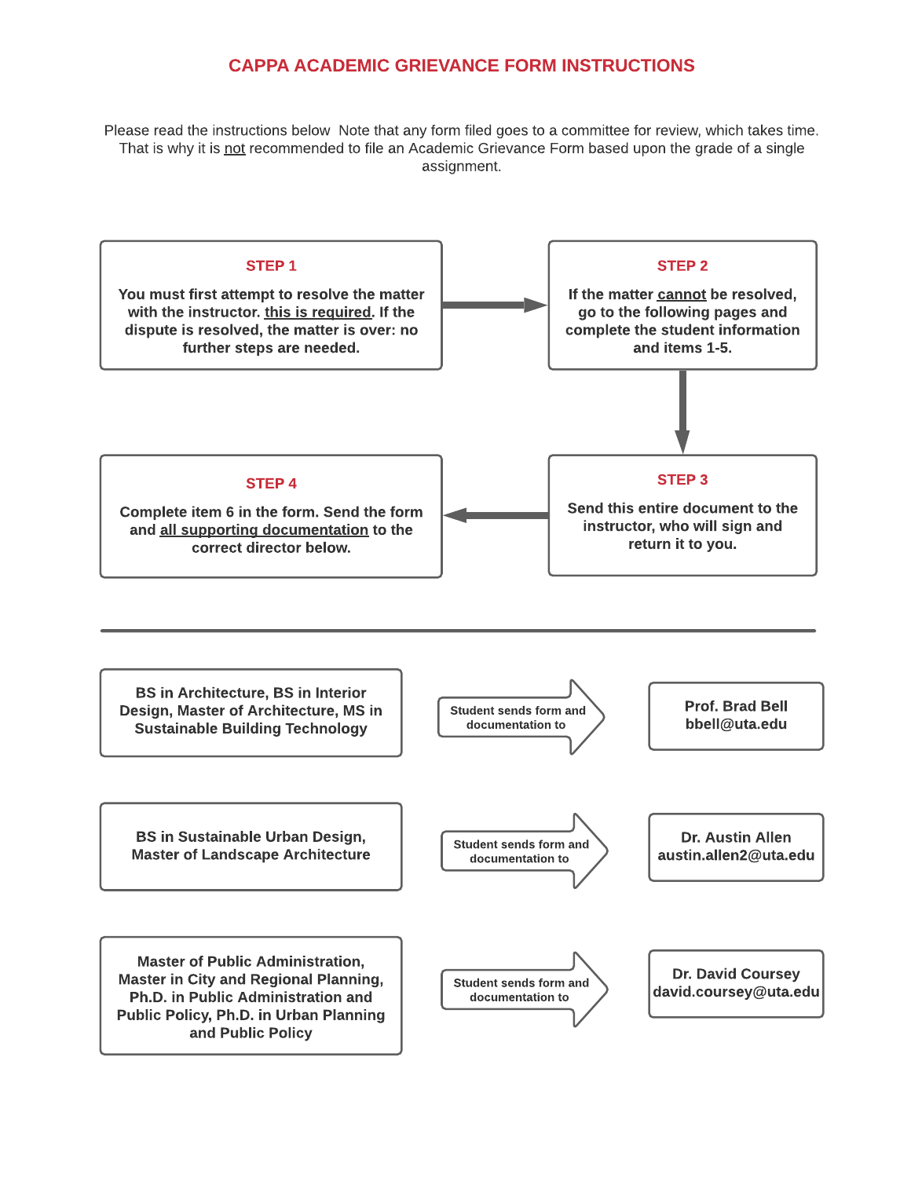# CAPPA ACADEMIC GRIEVANCE FORM INSTRUCTIONS

Please read the instructions below Note that any form filed goes to a committee for review, which takes time. That is why it is <u>not</u> recommended to file an Academic Grievance Form based upon the grade of a single assignment.

**STEP 1**

**You must first attempt to resolve the matter with the instructor. <u>this is required</u>. If the dispute is resolved, the matter is over: no further steps are needed.**

**STEP 2**

**If the matter <u>cannot</u> be resolved, go to the following pages and complete the student information and items 1-5.**

**STEP 3**

**Send this entire document to the instructor, who will sign and return it to you.**

**STEP 4**

**Complete item 6 in the form. Send the form and <u>all supporting documentation</u> to the correct director below.**

---

| Program | | Director |
|---|---|---|
| **BS in Architecture, BS in Interior Design, Master of Architecture, MS in Sustainable Building Technology** | Student sends form and documentation to | **Prof. Brad Bell** bbell@uta.edu |
| **BS in Sustainable Urban Design, Master of Landscape Architecture** | Student sends form and documentation to | **Dr. Austin Allen** austin.allen2@uta.edu |
| **Master of Public Administration, Master in City and Regional Planning, Ph.D. in Public Administration and Public Policy, Ph.D. in Urban Planning and Public Policy** | Student sends form and documentation to | **Dr. David Coursey** david.coursey@uta.edu |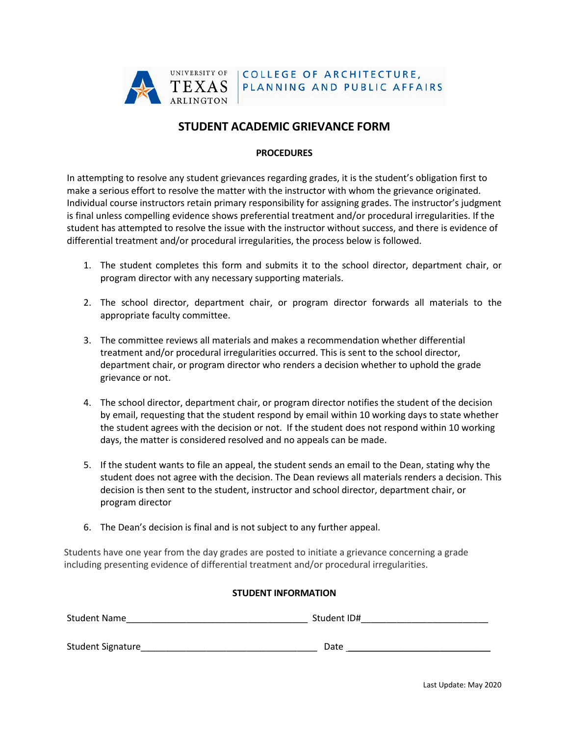UNIVERSITY OF TEXAS ARLINGTON | COLLEGE OF ARCHITECTURE, PLANNING AND PUBLIC AFFAIRS

# STUDENT ACADEMIC GRIEVANCE FORM

## PROCEDURES

In attempting to resolve any student grievances regarding grades, it is the student's obligation first to make a serious effort to resolve the matter with the instructor with whom the grievance originated. Individual course instructors retain primary responsibility for assigning grades. The instructor's judgment is final unless compelling evidence shows preferential treatment and/or procedural irregularities. If the student has attempted to resolve the issue with the instructor without success, and there is evidence of differential treatment and/or procedural irregularities, the process below is followed.

1. The student completes this form and submits it to the school director, department chair, or program director with any necessary supporting materials.

2. The school director, department chair, or program director forwards all materials to the appropriate faculty committee.

3. The committee reviews all materials and makes a recommendation whether differential treatment and/or procedural irregularities occurred. This is sent to the school director, department chair, or program director who renders a decision whether to uphold the grade grievance or not.

4. The school director, department chair, or program director notifies the student of the decision by email, requesting that the student respond by email within 10 working days to state whether the student agrees with the decision or not. If the student does not respond within 10 working days, the matter is considered resolved and no appeals can be made.

5. If the student wants to file an appeal, the student sends an email to the Dean, stating why the student does not agree with the decision. The Dean reviews all materials renders a decision. This decision is then sent to the student, instructor and school director, department chair, or program director

6. The Dean's decision is final and is not subject to any further appeal.

Students have one year from the day grades are posted to initiate a grievance concerning a grade including presenting evidence of differential treatment and/or procedural irregularities.

## STUDENT INFORMATION

Student Name\_\_\_\_\_\_\_\_\_\_\_\_\_\_\_\_\_\_\_\_\_\_\_\_\_\_\_\_\_\_\_\_\_\_\_ Student ID#\_\_\_\_\_\_\_\_\_\_\_\_\_\_\_\_\_\_\_\_\_\_\_\_\_

Student Signature\_\_\_\_\_\_\_\_\_\_\_\_\_\_\_\_\_\_\_\_\_\_\_\_\_\_\_\_\_\_\_\_\_\_ Date \_\_\_\_\_\_\_\_\_\_\_\_\_\_\_\_\_\_\_\_\_\_\_\_\_\_\_\_\_

Last Update: May 2020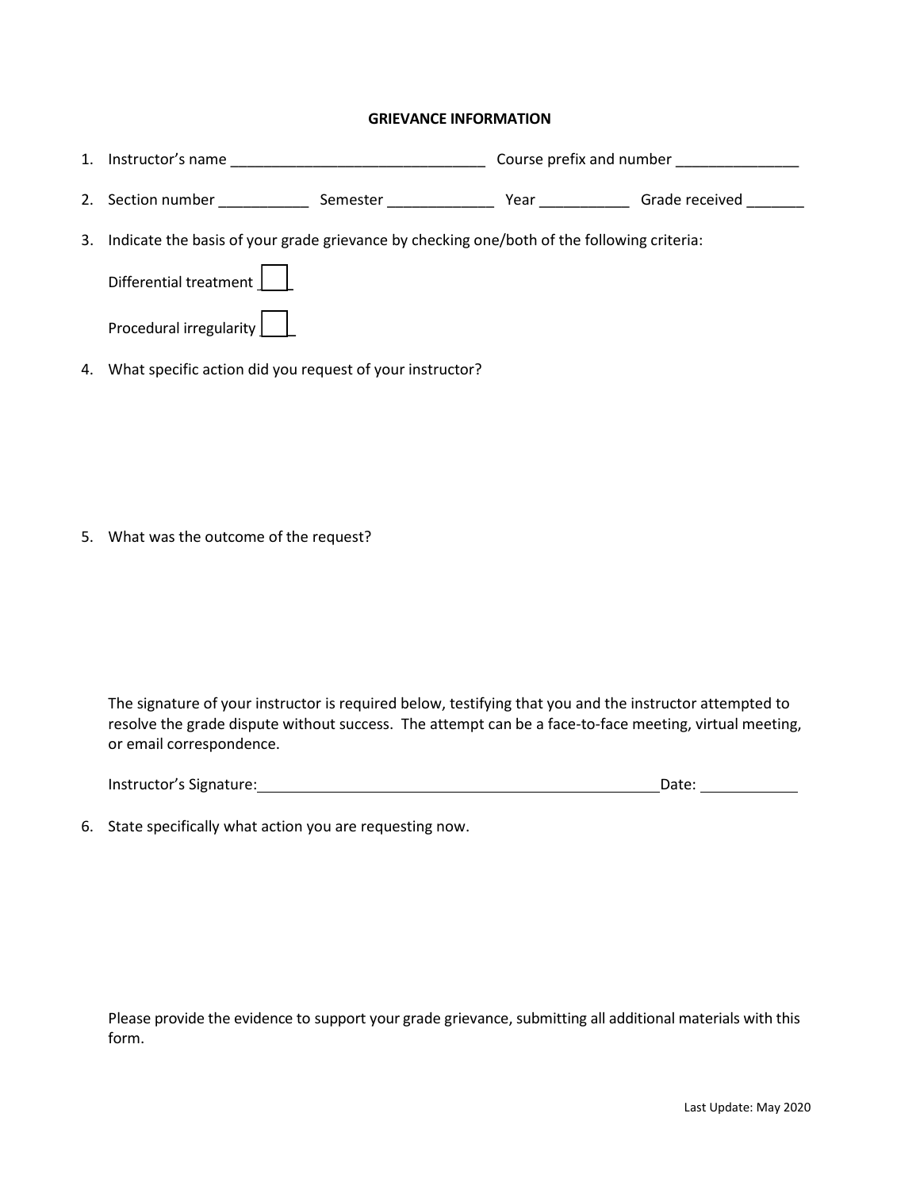## GRIEVANCE INFORMATION

1. Instructor's name _______________________________ Course prefix and number _______________

2. Section number ___________ Semester _____________ Year ___________ Grade received _______

3. Indicate the basis of your grade grievance by checking one/both of the following criteria:

   Differential treatment ☐

   Procedural irregularity ☐

4. What specific action did you request of your instructor?

5. What was the outcome of the request?

   The signature of your instructor is required below, testifying that you and the instructor attempted to resolve the grade dispute without success. The attempt can be a face-to-face meeting, virtual meeting, or email correspondence.

   Instructor's Signature: ____________________________________________________ Date: ____________

6. State specifically what action you are requesting now.

   Please provide the evidence to support your grade grievance, submitting all additional materials with this form.

Last Update: May 2020